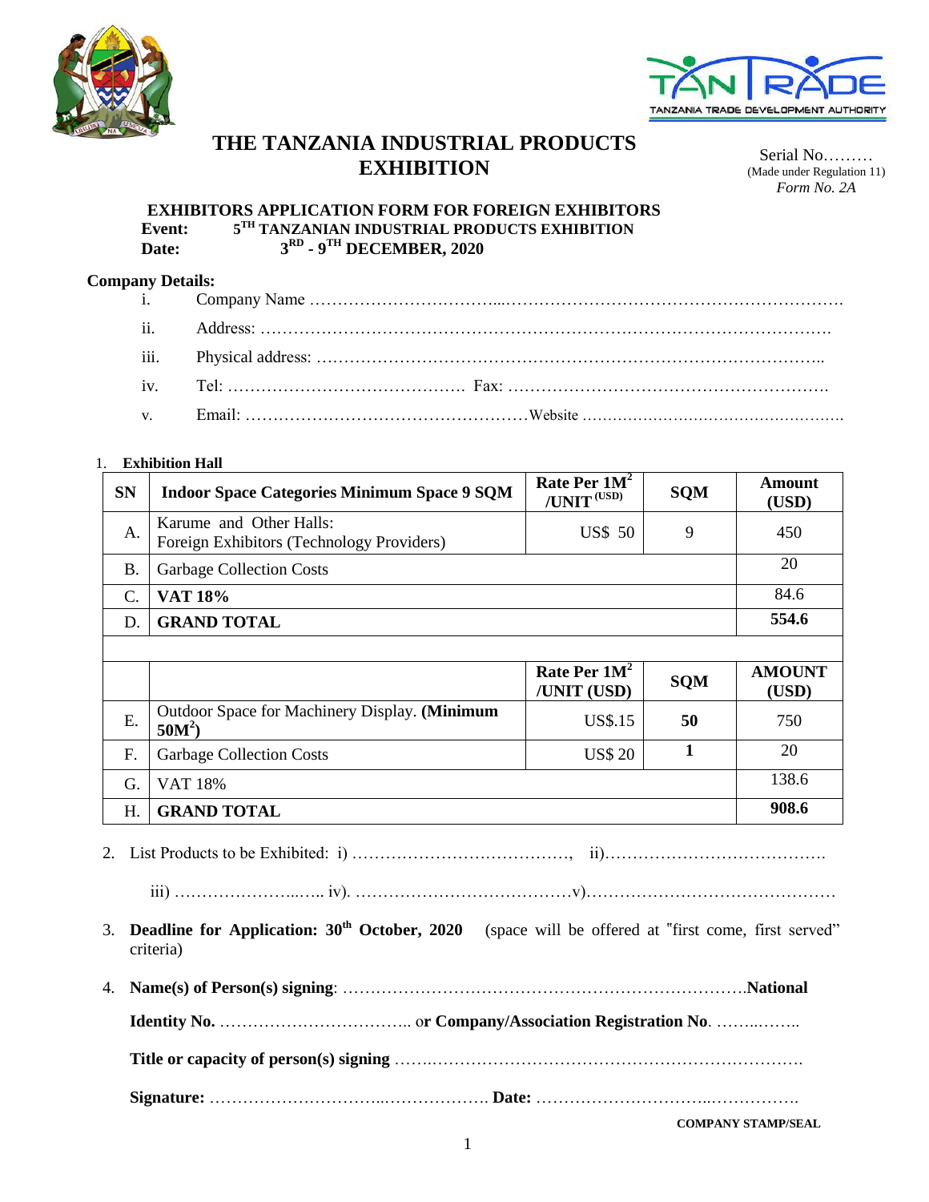# THE TANZANIA INDUSTRIAL PRODUCTS EXHIBITION

Serial No………
(Made under Regulation 11)
*Form No. 2A*

### EXHIBITORS APPLICATION FORM FOR FOREIGN EXHIBITORS

**Event:** **5TH TANZANIAN INDUSTRIAL PRODUCTS EXHIBITION**
**Date:** **3RD - 9TH DECEMBER, 2020**

**Company Details:**

i. Company Name ……………………………...…………………………………………………….

ii. Address: ……………………………………………………………………………………….

iii. Physical address: ………………………………………………………………………………..

iv. Tel: ……………………………………. Fax: ………………………………………………….

v. Email: ……………………………………………Website …………………………………………….

1. **Exhibition Hall**

| SN | Indoor Space Categories Minimum Space 9 SQM | Rate Per $1M^2$ /UNIT (USD) | SQM | Amount (USD) |
|---|---|---|---|---|
| A. | Karume and Other Halls: Foreign Exhibitors (Technology Providers) | US$ 50 | 9 | 450 |
| B. | Garbage Collection Costs | | | 20 |
| C. | **VAT 18%** | | | 84.6 |
| D. | **GRAND TOTAL** | | | **554.6** |
| | | | | |
| | | **Rate Per $1M^2$ /UNIT (USD)** | **SQM** | **AMOUNT (USD)** |
| E. | Outdoor Space for Machinery Display. **(Minimum $50M^2$)** | US$.15 | **50** | 750 |
| F. | Garbage Collection Costs | US$ 20 | **1** | 20 |
| G. | VAT 18% | | | 138.6 |
| H. | **GRAND TOTAL** | | | **908.6** |

2. List Products to be Exhibited: i) …………………………………, ii)………………………………….

   iii) …………………..….. iv). …………………………………v)………………………………………

3. **Deadline for Application: 30th October, 2020** (space will be offered at "first come, first served" criteria)

4. **Name(s) of Person(s) signing**: …………………………………………………………………**National Identity No.** …………………………….. o**r Company/Association Registration No**. ……..……..

   **Title or capacity of person(s) signing** ……..…………………………………………………………

   **Signature:** …………………………..………………. **Date:** …………………………..…………….

**COMPANY STAMP/SEAL**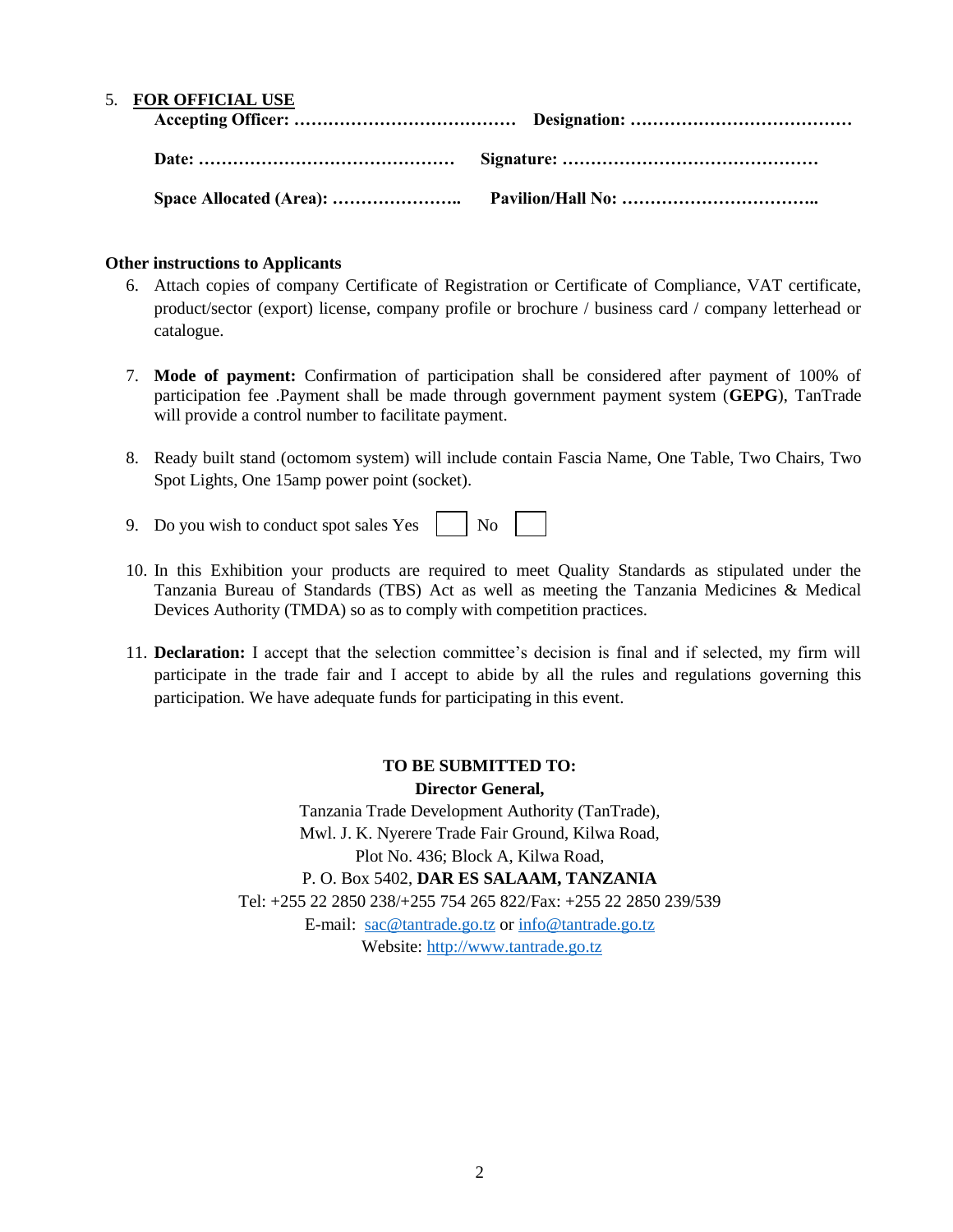5. **FOR OFFICIAL USE**

   **Accepting Officer: …………………………………  Designation: …………………………………**

   **Date: ………………………………………  Signature: ………………………………………**

   **Space Allocated (Area): …………………..  Pavilion/Hall No: ……………………………..**

**Other instructions to Applicants**

6. Attach copies of company Certificate of Registration or Certificate of Compliance, VAT certificate, product/sector (export) license, company profile or brochure / business card / company letterhead or catalogue.

7. **Mode of payment:** Confirmation of participation shall be considered after payment of 100% of participation fee .Payment shall be made through government payment system (**GEPG**), TanTrade will provide a control number to facilitate payment.

8. Ready built stand (octomom system) will include contain Fascia Name, One Table, Two Chairs, Two Spot Lights, One 15amp power point (socket).

9. Do you wish to conduct spot sales Yes ☐ No ☐

10. In this Exhibition your products are required to meet Quality Standards as stipulated under the Tanzania Bureau of Standards (TBS) Act as well as meeting the Tanzania Medicines & Medical Devices Authority (TMDA) so as to comply with competition practices.

11. **Declaration:** I accept that the selection committee's decision is final and if selected, my firm will participate in the trade fair and I accept to abide by all the rules and regulations governing this participation. We have adequate funds for participating in this event.

**TO BE SUBMITTED TO:**
**Director General,**
Tanzania Trade Development Authority (TanTrade),
Mwl. J. K. Nyerere Trade Fair Ground, Kilwa Road,
Plot No. 436; Block A, Kilwa Road,
P. O. Box 5402, **DAR ES SALAAM, TANZANIA**
Tel: +255 22 2850 238/+255 754 265 822/Fax: +255 22 2850 239/539
E-mail: sac@tantrade.go.tz or info@tantrade.go.tz
Website: http://www.tantrade.go.tz